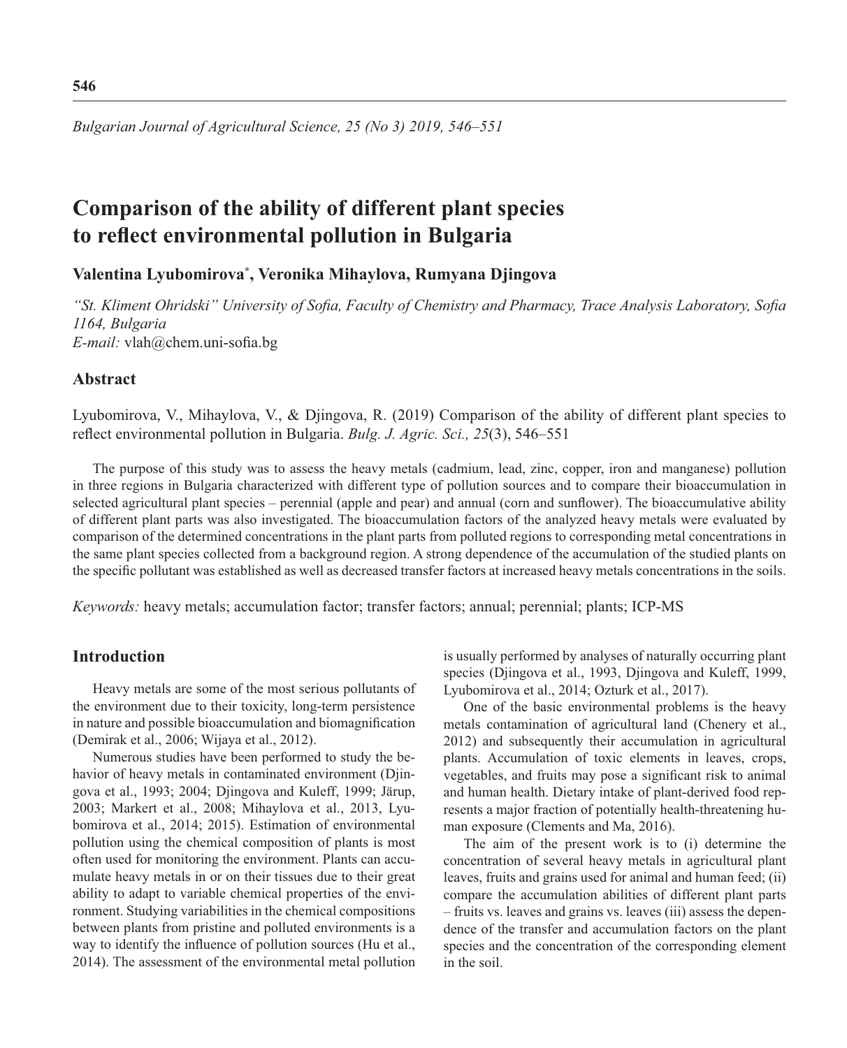# Comparison of the ability of different plant species to reflect environmental pollution in Bulgaria

**Valentina Lyubomirova[*], Veronika Mihaylova, Rumyana Djingova**

*"St. Kliment Ohridski" University of Sofia, Faculty of Chemistry and Pharmacy, Trace Analysis Laboratory, Sofia 1164, Bulgaria*
*E-mail:* vlah@chem.uni-sofia.bg

## Abstract

Lyubomirova, V., Mihaylova, V., & Djingova, R. (2019) Comparison of the ability of different plant species to reflect environmental pollution in Bulgaria. *Bulg. J. Agric. Sci., 25*(3), 546–551

The purpose of this study was to assess the heavy metals (cadmium, lead, zinc, copper, iron and manganese) pollution in three regions in Bulgaria characterized with different type of pollution sources and to compare their bioaccumulation in selected agricultural plant species – perennial (apple and pear) and annual (corn and sunflower). The bioaccumulative ability of different plant parts was also investigated. The bioaccumulation factors of the analyzed heavy metals were evaluated by comparison of the determined concentrations in the plant parts from polluted regions to corresponding metal concentrations in the same plant species collected from a background region. A strong dependence of the accumulation of the studied plants on the specific pollutant was established as well as decreased transfer factors at increased heavy metals concentrations in the soils.

*Keywords:* heavy metals; accumulation factor; transfer factors; annual; perennial; plants; ICP-MS

## Introduction

Heavy metals are some of the most serious pollutants of the environment due to their toxicity, long-term persistence in nature and possible bioaccumulation and biomagnification (Demirak et al., 2006; Wijaya et al., 2012).

Numerous studies have been performed to study the behavior of heavy metals in contaminated environment (Djingova et al., 1993; 2004; Djingova and Kuleff, 1999; Järup, 2003; Markert et al., 2008; Mihaylova et al., 2013, Lyubomirova et al., 2014; 2015). Estimation of environmental pollution using the chemical composition of plants is most often used for monitoring the environment. Plants can accumulate heavy metals in or on their tissues due to their great ability to adapt to variable chemical properties of the environment. Studying variabilities in the chemical compositions between plants from pristine and polluted environments is a way to identify the influence of pollution sources (Hu et al., 2014). The assessment of the environmental metal pollution is usually performed by analyses of naturally occurring plant species (Djingova et al., 1993, Djingova and Kuleff, 1999, Lyubomirova et al., 2014; Ozturk et al., 2017).

One of the basic environmental problems is the heavy metals contamination of agricultural land (Chenery et al., 2012) and subsequently their accumulation in agricultural plants. Accumulation of toxic elements in leaves, crops, vegetables, and fruits may pose a significant risk to animal and human health. Dietary intake of plant-derived food represents a major fraction of potentially health-threatening human exposure (Clements and Ma, 2016).

The aim of the present work is to (i) determine the concentration of several heavy metals in agricultural plant leaves, fruits and grains used for animal and human feed; (ii) compare the accumulation abilities of different plant parts – fruits vs. leaves and grains vs. leaves (iii) assess the dependence of the transfer and accumulation factors on the plant species and the concentration of the corresponding element in the soil.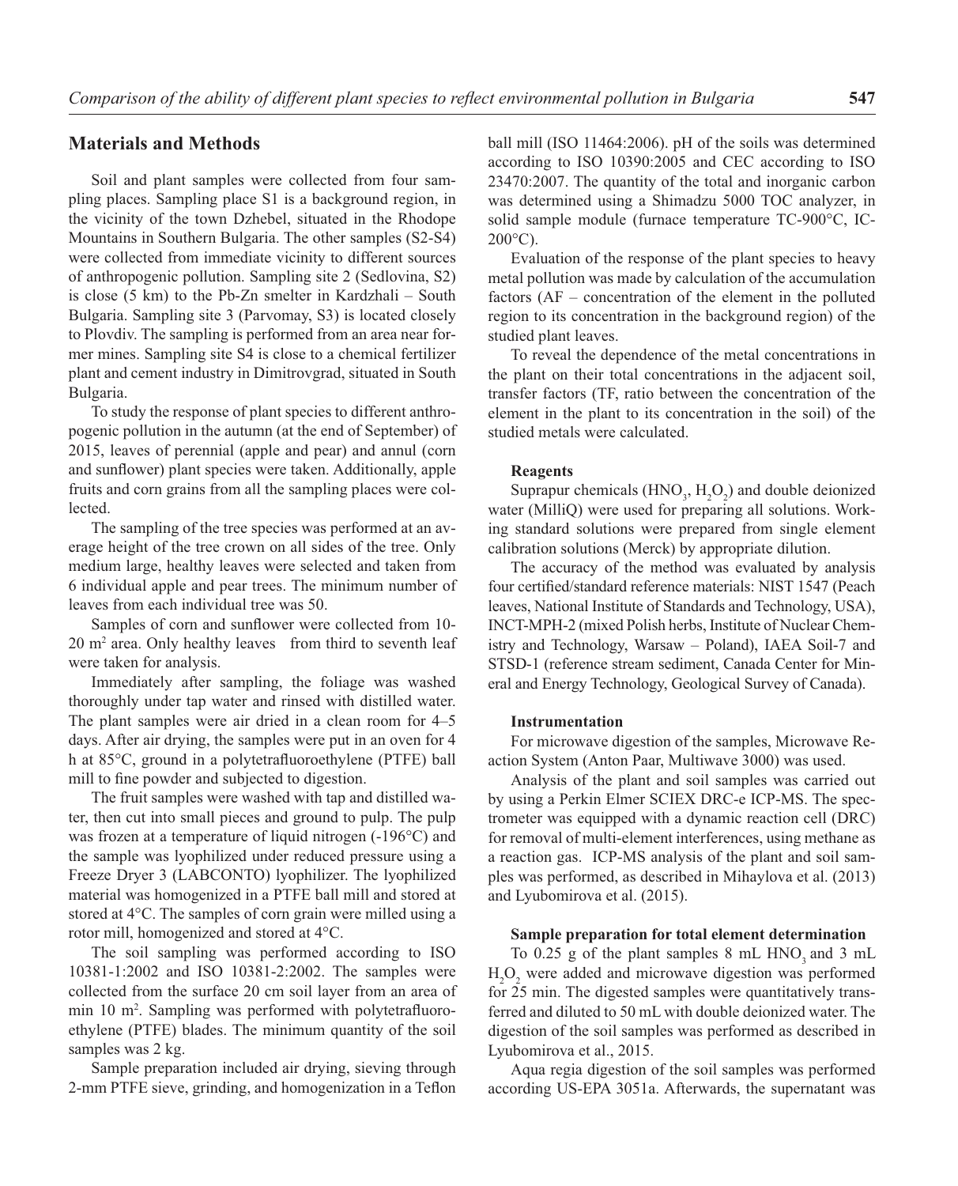## Materials and Methods

Soil and plant samples were collected from four sampling places. Sampling place S1 is a background region, in the vicinity of the town Dzhebel, situated in the Rhodope Mountains in Southern Bulgaria. The other samples (S2-S4) were collected from immediate vicinity to different sources of anthropogenic pollution. Sampling site 2 (Sedlovina, S2) is close (5 km) to the Pb-Zn smelter in Kardzhali – South Bulgaria. Sampling site 3 (Parvomay, S3) is located closely to Plovdiv. The sampling is performed from an area near former mines. Sampling site S4 is close to a chemical fertilizer plant and cement industry in Dimitrovgrad, situated in South Bulgaria.

To study the response of plant species to different anthropogenic pollution in the autumn (at the end of September) of 2015, leaves of perennial (apple and pear) and annul (corn and sunflower) plant species were taken. Additionally, apple fruits and corn grains from all the sampling places were collected.

The sampling of the tree species was performed at an average height of the tree crown on all sides of the tree. Only medium large, healthy leaves were selected and taken from 6 individual apple and pear trees. The minimum number of leaves from each individual tree was 50.

Samples of corn and sunflower were collected from 10-20 $m^2$ area. Only healthy leaves from third to seventh leaf were taken for analysis.

Immediately after sampling, the foliage was washed thoroughly under tap water and rinsed with distilled water. The plant samples were air dried in a clean room for 4–5 days. After air drying, the samples were put in an oven for 4 h at 85°C, ground in a polytetrafluoroethylene (PTFE) ball mill to fine powder and subjected to digestion.

The fruit samples were washed with tap and distilled water, then cut into small pieces and ground to pulp. The pulp was frozen at a temperature of liquid nitrogen (-196°C) and the sample was lyophilized under reduced pressure using a Freeze Dryer 3 (LABCONTO) lyophilizer. The lyophilized material was homogenized in a PTFE ball mill and stored at stored at 4°C. The samples of corn grain were milled using a rotor mill, homogenized and stored at 4°C.

The soil sampling was performed according to ISO 10381-1:2002 and ISO 10381-2:2002. The samples were collected from the surface 20 cm soil layer from an area of min 10 $m^2$. Sampling was performed with polytetrafluoroethylene (PTFE) blades. The minimum quantity of the soil samples was 2 kg.

Sample preparation included air drying, sieving through 2-mm PTFE sieve, grinding, and homogenization in a Teflon ball mill (ISO 11464:2006). pH of the soils was determined according to ISO 10390:2005 and CEC according to ISO 23470:2007. The quantity of the total and inorganic carbon was determined using a Shimadzu 5000 TOC analyzer, in solid sample module (furnace temperature TC-900°C, IC-200°C).

Evaluation of the response of the plant species to heavy metal pollution was made by calculation of the accumulation factors (AF – concentration of the element in the polluted region to its concentration in the background region) of the studied plant leaves.

To reveal the dependence of the metal concentrations in the plant on their total concentrations in the adjacent soil, transfer factors (TF, ratio between the concentration of the element in the plant to its concentration in the soil) of the studied metals were calculated.

### Reagents

Suprapur chemicals ($HNO_3$, $H_2O_2$) and double deionized water (MilliQ) were used for preparing all solutions. Working standard solutions were prepared from single element calibration solutions (Merck) by appropriate dilution.

The accuracy of the method was evaluated by analysis four certified/standard reference materials: NIST 1547 (Peach leaves, National Institute of Standards and Technology, USA), INCT-MPH-2 (mixed Polish herbs, Institute of Nuclear Chemistry and Technology, Warsaw – Poland), IAEA Soil-7 and STSD-1 (reference stream sediment, Canada Center for Mineral and Energy Technology, Geological Survey of Canada).

### Instrumentation

For microwave digestion of the samples, Microwave Reaction System (Anton Paar, Multiwave 3000) was used.

Analysis of the plant and soil samples was carried out by using a Perkin Elmer SCIEX DRC-e ICP-MS. The spectrometer was equipped with a dynamic reaction cell (DRC) for removal of multi-element interferences, using methane as a reaction gas. ICP-MS analysis of the plant and soil samples was performed, as described in Mihaylova et al. (2013) and Lyubomirova et al. (2015).

### Sample preparation for total element determination

To 0.25 g of the plant samples 8 mL $HNO_3$ and 3 mL $H_2O_2$ were added and microwave digestion was performed for 25 min. The digested samples were quantitatively transferred and diluted to 50 mL with double deionized water. The digestion of the soil samples was performed as described in Lyubomirova et al., 2015.

Aqua regia digestion of the soil samples was performed according US-EPA 3051a. Afterwards, the supernatant was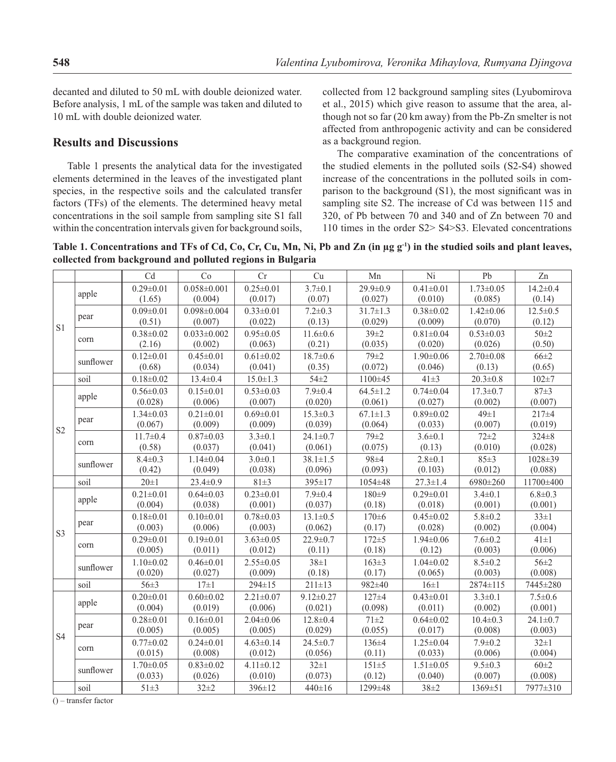decanted and diluted to 50 mL with double deionized water. Before analysis, 1 mL of the sample was taken and diluted to 10 mL with double deionized water.

## Results and Discussions

Table 1 presents the analytical data for the investigated elements determined in the leaves of the investigated plant species, in the respective soils and the calculated transfer factors (TFs) of the elements. The determined heavy metal concentrations in the soil sample from sampling site S1 fall within the concentration intervals given for background soils, collected from 12 background sampling sites (Lyubomirova et al., 2015) which give reason to assume that the area, although not so far (20 km away) from the Pb-Zn smelter is not affected from anthropogenic activity and can be considered as a background region.

The comparative examination of the concentrations of the studied elements in the polluted soils (S2-S4) showed increase of the concentrations in the polluted soils in comparison to the background (S1), the most significant was in sampling site S2. The increase of Cd was between 115 and 320, of Pb between 70 and 340 and of Zn between 70 and 110 times in the order S2> S4>S3. Elevated concentrations

**Table 1. Concentrations and TFs of Cd, Co, Cr, Cu, Mn, Ni, Pb and Zn (in µg g$^{-1}$) in the studied soils and plant leaves, collected from background and polluted regions in Bulgaria**

| | | Cd | Co | Cr | Cu | Mn | Ni | Pb | Zn |
|---|---|---|---|---|---|---|---|---|---|
| S1 | apple | 0.29±0.01 (1.65) | 0.058±0.001 (0.004) | 0.25±0.01 (0.017) | 3.7±0.1 (0.07) | 29.9±0.9 (0.027) | 0.41±0.01 (0.010) | 1.73±0.05 (0.085) | 14.2±0.4 (0.14) |
| | pear | 0.09±0.01 (0.51) | 0.098±0.004 (0.007) | 0.33±0.01 (0.022) | 7.2±0.3 (0.13) | 31.7±1.3 (0.029) | 0.38±0.02 (0.009) | 1.42±0.06 (0.070) | 12.5±0.5 (0.12) |
| | corn | 0.38±0.02 (2.16) | 0.033±0.002 (0.002) | 0.95±0.05 (0.063) | 11.6±0.6 (0.21) | 39±2 (0.035) | 0.81±0.04 (0.020) | 0.53±0.03 (0.026) | 50±2 (0.50) |
| | sunflower | 0.12±0.01 (0.68) | 0.45±0.01 (0.034) | 0.61±0.02 (0.041) | 18.7±0.6 (0.35) | 79±2 (0.072) | 1.90±0.06 (0.046) | 2.70±0.08 (0.13) | 66±2 (0.65) |
| | soil | 0.18±0.02 | 13.4±0.4 | 15.0±1.3 | 54±2 | 1100±45 | 41±3 | 20.3±0.8 | 102±7 |
| S2 | apple | 0.56±0.03 (0.028) | 0.15±0.01 (0.006) | 0.53±0.03 (0.007) | 7.9±0.4 (0.020) | 64.5±1.2 (0.061) | 0.74±0.04 (0.027) | 17.3±0.7 (0.002) | 87±3 (0.007) |
| | pear | 1.34±0.03 (0.067) | 0.21±0.01 (0.009) | 0.69±0.01 (0.009) | 15.3±0.3 (0.039) | 67.1±1.3 (0.064) | 0.89±0.02 (0.033) | 49±1 (0.007) | 217±4 (0.019) |
| | corn | 11.7±0.4 (0.58) | 0.87±0.03 (0.037) | 3.3±0.1 (0.041) | 24.1±0.7 (0.061) | 79±2 (0.075) | 3.6±0.1 (0.13) | 72±2 (0.010) | 324±8 (0.028) |
| | sunflower | 8.4±0.3 (0.42) | 1.14±0.04 (0.049) | 3.0±0.1 (0.038) | 38.1±1.5 (0.096) | 98±4 (0.093) | 2.8±0.1 (0.103) | 85±3 (0.012) | 1028±39 (0.088) |
| | soil | 20±1 | 23.4±0.9 | 81±3 | 395±17 | 1054±48 | 27.3±1.4 | 6980±260 | 11700±400 |
| S3 | apple | 0.21±0.01 (0.004) | 0.64±0.03 (0.038) | 0.23±0.01 (0.001) | 7.9±0.4 (0.037) | 180±9 (0.18) | 0.29±0.01 (0.018) | 3.4±0.1 (0.001) | 6.8±0.3 (0.001) |
| | pear | 0.18±0.01 (0.003) | 0.10±0.01 (0.006) | 0.78±0.03 (0.003) | 13.1±0.5 (0.062) | 170±6 (0.17) | 0.45±0.02 (0.028) | 5.8±0.2 (0.002) | 33±1 (0.004) |
| | corn | 0.29±0.01 (0.005) | 0.19±0.01 (0.011) | 3.63±0.05 (0.012) | 22.9±0.7 (0.11) | 172±5 (0.18) | 1.94±0.06 (0.12) | 7.6±0.2 (0.003) | 41±1 (0.006) |
| | sunflower | 1.10±0.02 (0.020) | 0.46±0.01 (0.027) | 2.55±0.05 (0.009) | 38±1 (0.18) | 163±3 (0.17) | 1.04±0.02 (0.065) | 8.5±0.2 (0.003) | 56±2 (0.008) |
| | soil | 56±3 | 17±1 | 294±15 | 211±13 | 982±40 | 16±1 | 2874±115 | 7445±280 |
| S4 | apple | 0.20±0.01 (0.004) | 0.60±0.02 (0.019) | 2.21±0.07 (0.006) | 9.12±0.27 (0.021) | 127±4 (0.098) | 0.43±0.01 (0.011) | 3.3±0.1 (0.002) | 7.5±0.6 (0.001) |
| | pear | 0.28±0.01 (0.005) | 0.16±0.01 (0.005) | 2.04±0.06 (0.005) | 12.8±0.4 (0.029) | 71±2 (0.055) | 0.64±0.02 (0.017) | 10.4±0.3 (0.008) | 24.1±0.7 (0.003) |
| | corn | 0.77±0.02 (0.015) | 0.24±0.01 (0.008) | 4.63±0.14 (0.012) | 24.5±0.7 (0.056) | 136±4 (0.11) | 1.25±0.04 (0.033) | 7.9±0.2 (0.006) | 32±1 (0.004) |
| | sunflower | 1.70±0.05 (0.033) | 0.83±0.02 (0.026) | 4.11±0.12 (0.010) | 32±1 (0.073) | 151±5 (0.12) | 1.51±0.05 (0.040) | 9.5±0.3 (0.007) | 60±2 (0.008) |
| | soil | 51±3 | 32±2 | 396±12 | 440±16 | 1299±48 | 38±2 | 1369±51 | 7977±310 |

() – transfer factor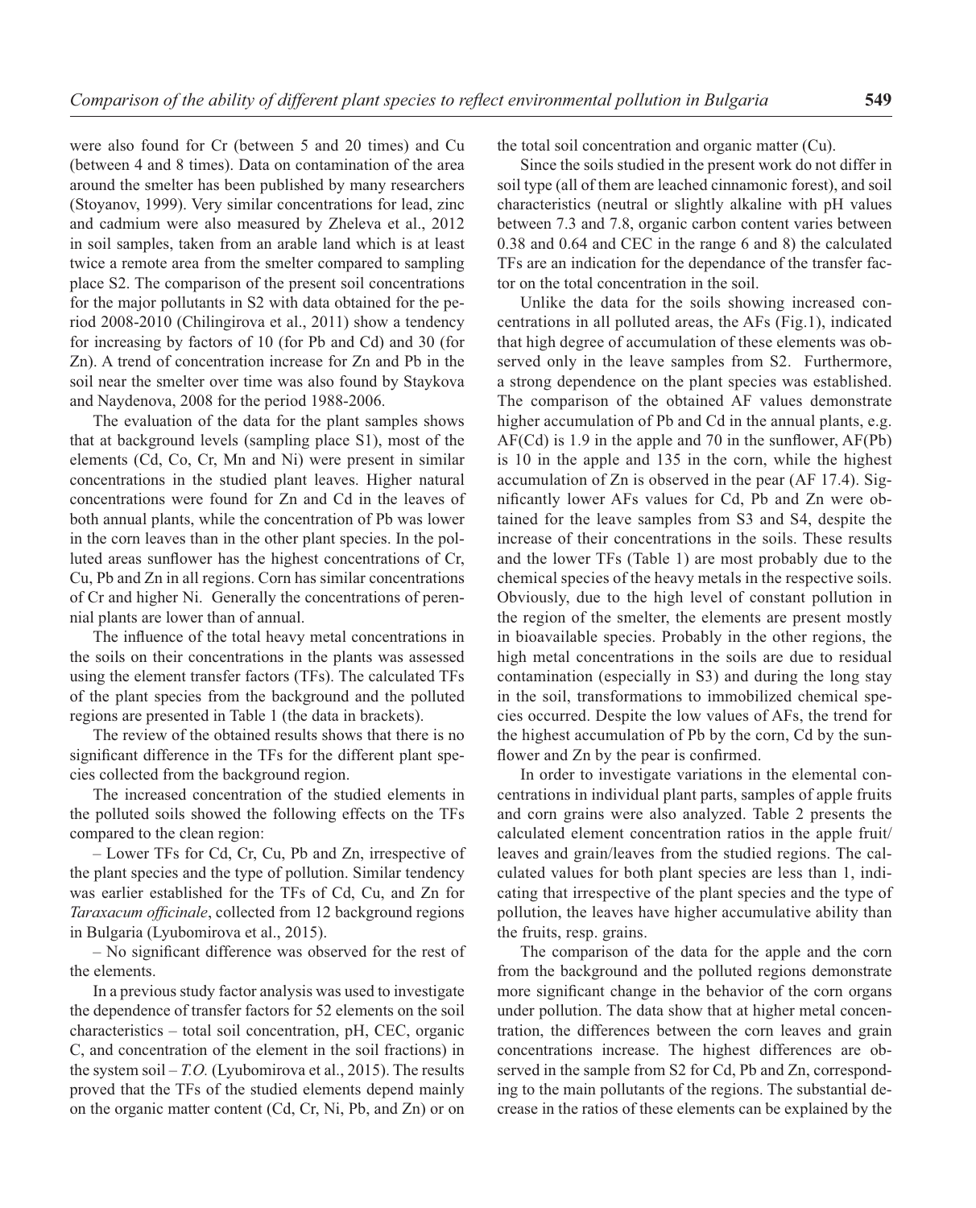were also found for Cr (between 5 and 20 times) and Cu (between 4 and 8 times). Data on contamination of the area around the smelter has been published by many researchers (Stoyanov, 1999). Very similar concentrations for lead, zinc and cadmium were also measured by Zheleva et al., 2012 in soil samples, taken from an arable land which is at least twice a remote area from the smelter compared to sampling place S2. The comparison of the present soil concentrations for the major pollutants in S2 with data obtained for the period 2008-2010 (Chilingirova et al., 2011) show a tendency for increasing by factors of 10 (for Pb and Cd) and 30 (for Zn). A trend of concentration increase for Zn and Pb in the soil near the smelter over time was also found by Staykova and Naydenova, 2008 for the period 1988-2006.

The evaluation of the data for the plant samples shows that at background levels (sampling place S1), most of the elements (Cd, Co, Cr, Mn and Ni) were present in similar concentrations in the studied plant leaves. Higher natural concentrations were found for Zn and Cd in the leaves of both annual plants, while the concentration of Pb was lower in the corn leaves than in the other plant species. In the polluted areas sunflower has the highest concentrations of Cr, Cu, Pb and Zn in all regions. Corn has similar concentrations of Cr and higher Ni. Generally the concentrations of perennial plants are lower than of annual.

The influence of the total heavy metal concentrations in the soils on their concentrations in the plants was assessed using the element transfer factors (TFs). The calculated TFs of the plant species from the background and the polluted regions are presented in Table 1 (the data in brackets).

The review of the obtained results shows that there is no significant difference in the TFs for the different plant species collected from the background region.

The increased concentration of the studied elements in the polluted soils showed the following effects on the TFs compared to the clean region:

– Lower TFs for Cd, Cr, Cu, Pb and Zn, irrespective of the plant species and the type of pollution. Similar tendency was earlier established for the TFs of Cd, Cu, and Zn for *Taraxacum officinale*, collected from 12 background regions in Bulgaria (Lyubomirova et al., 2015).

– No significant difference was observed for the rest of the elements.

In a previous study factor analysis was used to investigate the dependence of transfer factors for 52 elements on the soil characteristics – total soil concentration, pH, CEC, organic C, and concentration of the element in the soil fractions) in the system soil – *T.O.* (Lyubomirova et al., 2015). The results proved that the TFs of the studied elements depend mainly on the organic matter content (Cd, Cr, Ni, Pb, and Zn) or on the total soil concentration and organic matter (Cu).

Since the soils studied in the present work do not differ in soil type (all of them are leached cinnamonic forest), and soil characteristics (neutral or slightly alkaline with pH values between 7.3 and 7.8, organic carbon content varies between 0.38 and 0.64 and CEC in the range 6 and 8) the calculated TFs are an indication for the dependance of the transfer factor on the total concentration in the soil.

Unlike the data for the soils showing increased concentrations in all polluted areas, the AFs (Fig.1), indicated that high degree of accumulation of these elements was observed only in the leave samples from S2. Furthermore, a strong dependence on the plant species was established. The comparison of the obtained AF values demonstrate higher accumulation of Pb and Cd in the annual plants, e.g. AF(Cd) is 1.9 in the apple and 70 in the sunflower, AF(Pb) is 10 in the apple and 135 in the corn, while the highest accumulation of Zn is observed in the pear (AF 17.4). Significantly lower AFs values for Cd, Pb and Zn were obtained for the leave samples from S3 and S4, despite the increase of their concentrations in the soils. These results and the lower TFs (Table 1) are most probably due to the chemical species of the heavy metals in the respective soils. Obviously, due to the high level of constant pollution in the region of the smelter, the elements are present mostly in bioavailable species. Probably in the other regions, the high metal concentrations in the soils are due to residual contamination (especially in S3) and during the long stay in the soil, transformations to immobilized chemical species occurred. Despite the low values of AFs, the trend for the highest accumulation of Pb by the corn, Cd by the sunflower and Zn by the pear is confirmed.

In order to investigate variations in the elemental concentrations in individual plant parts, samples of apple fruits and corn grains were also analyzed. Table 2 presents the calculated element concentration ratios in the apple fruit/leaves and grain/leaves from the studied regions. The calculated values for both plant species are less than 1, indicating that irrespective of the plant species and the type of pollution, the leaves have higher accumulative ability than the fruits, resp. grains.

The comparison of the data for the apple and the corn from the background and the polluted regions demonstrate more significant change in the behavior of the corn organs under pollution. The data show that at higher metal concentration, the differences between the corn leaves and grain concentrations increase. The highest differences are observed in the sample from S2 for Cd, Pb and Zn, corresponding to the main pollutants of the regions. The substantial decrease in the ratios of these elements can be explained by the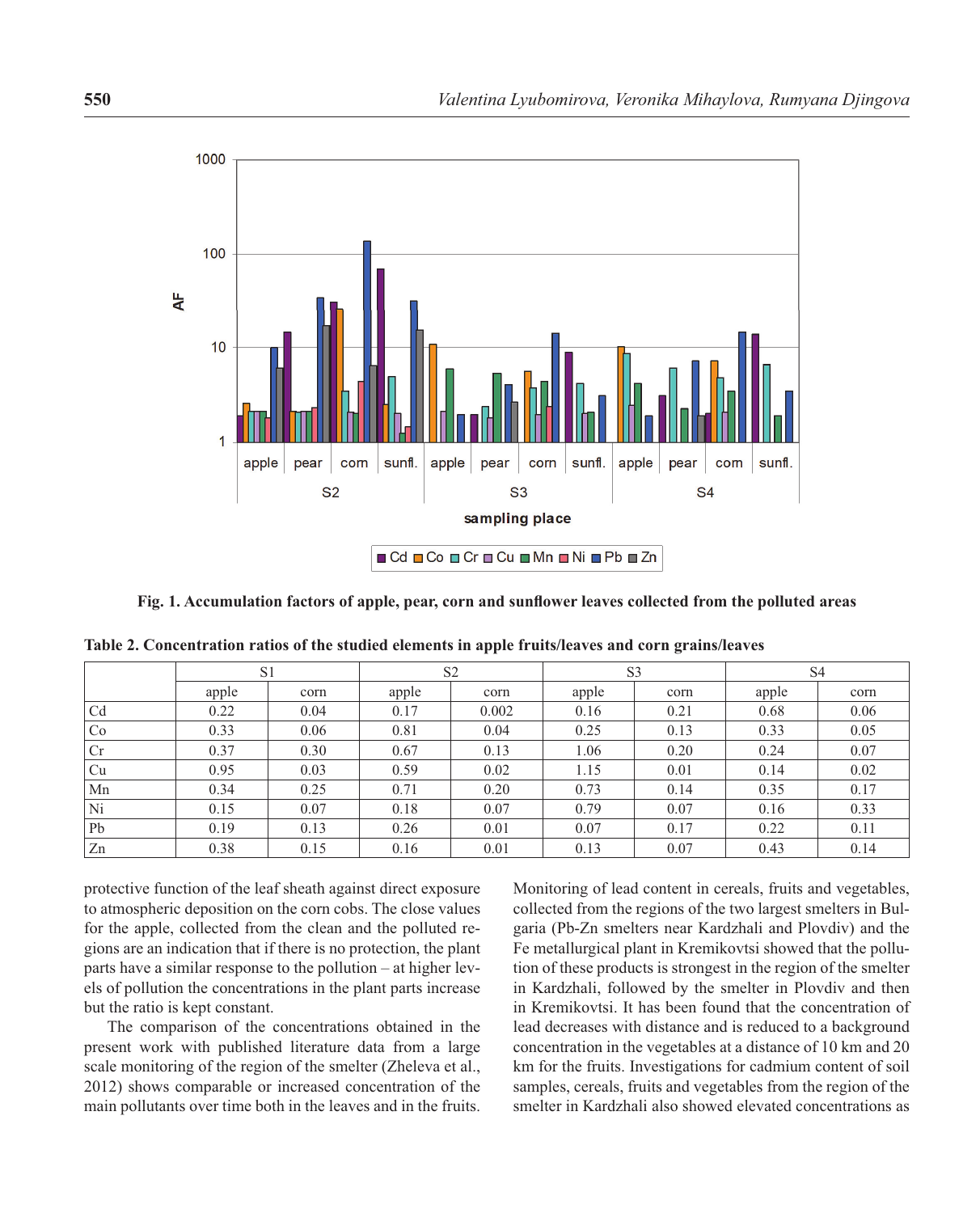Fig. 1. Accumulation factors of apple, pear, corn and sunflower leaves collected from the polluted areas

**Table 2. Concentration ratios of the studied elements in apple fruits/leaves and corn grains/leaves**

| | S1 | | S2 | | S3 | | S4 | |
|---|---|---|---|---|---|---|---|---|
| | apple | corn | apple | corn | apple | corn | apple | corn |
| Cd | 0.22 | 0.04 | 0.17 | 0.002 | 0.16 | 0.21 | 0.68 | 0.06 |
| Co | 0.33 | 0.06 | 0.81 | 0.04 | 0.25 | 0.13 | 0.33 | 0.05 |
| Cr | 0.37 | 0.30 | 0.67 | 0.13 | 1.06 | 0.20 | 0.24 | 0.07 |
| Cu | 0.95 | 0.03 | 0.59 | 0.02 | 1.15 | 0.01 | 0.14 | 0.02 |
| Mn | 0.34 | 0.25 | 0.71 | 0.20 | 0.73 | 0.14 | 0.35 | 0.17 |
| Ni | 0.15 | 0.07 | 0.18 | 0.07 | 0.79 | 0.07 | 0.16 | 0.33 |
| Pb | 0.19 | 0.13 | 0.26 | 0.01 | 0.07 | 0.17 | 0.22 | 0.11 |
| Zn | 0.38 | 0.15 | 0.16 | 0.01 | 0.13 | 0.07 | 0.43 | 0.14 |

protective function of the leaf sheath against direct exposure to atmospheric deposition on the corn cobs. The close values for the apple, collected from the clean and the polluted regions are an indication that if there is no protection, the plant parts have a similar response to the pollution – at higher levels of pollution the concentrations in the plant parts increase but the ratio is kept constant.

The comparison of the concentrations obtained in the present work with published literature data from a large scale monitoring of the region of the smelter (Zheleva et al., 2012) shows comparable or increased concentration of the main pollutants over time both in the leaves and in the fruits. Monitoring of lead content in cereals, fruits and vegetables, collected from the regions of the two largest smelters in Bulgaria (Pb-Zn smelters near Kardzhali and Plovdiv) and the Fe metallurgical plant in Kremikovtsi showed that the pollution of these products is strongest in the region of the smelter in Kardzhali, followed by the smelter in Plovdiv and then in Kremikovtsi. It has been found that the concentration of lead decreases with distance and is reduced to a background concentration in the vegetables at a distance of 10 km and 20 km for the fruits. Investigations for cadmium content of soil samples, cereals, fruits and vegetables from the region of the smelter in Kardzhali also showed elevated concentrations as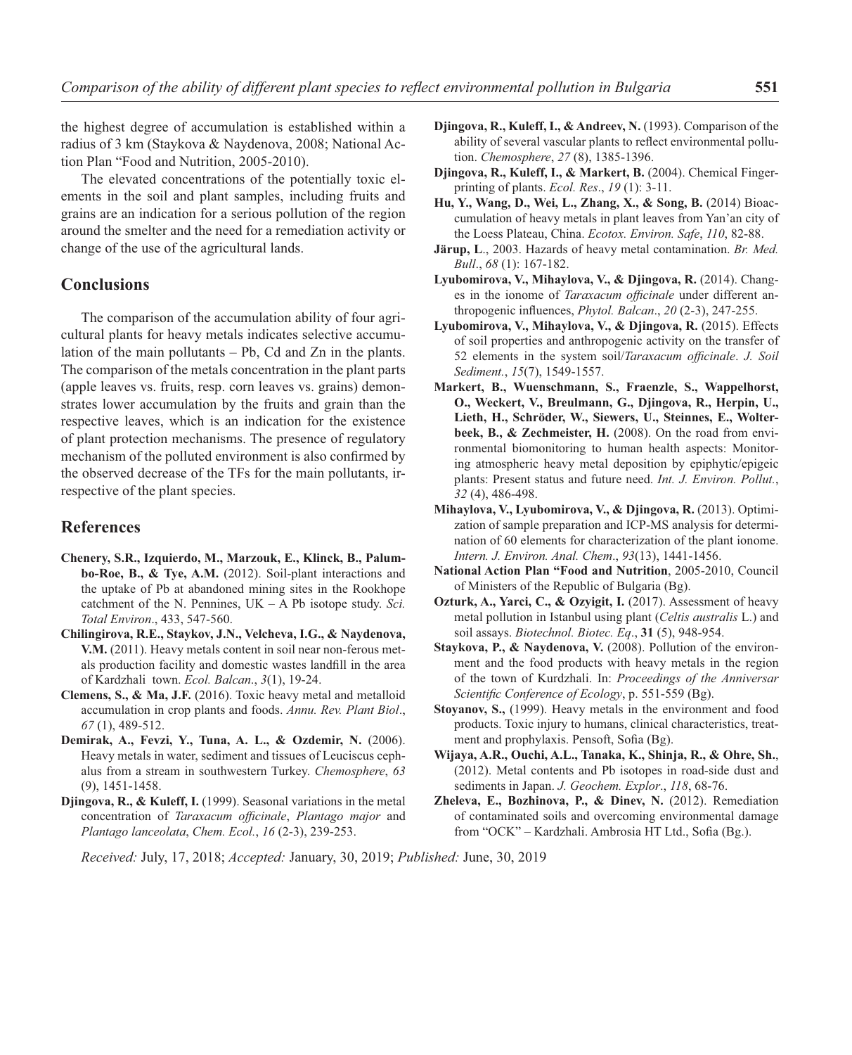the highest degree of accumulation is established within a radius of 3 km (Staykova & Naydenova, 2008; National Action Plan "Food and Nutrition, 2005-2010).

The elevated concentrations of the potentially toxic elements in the soil and plant samples, including fruits and grains are an indication for a serious pollution of the region around the smelter and the need for a remediation activity or change of the use of the agricultural lands.

## Conclusions

The comparison of the accumulation ability of four agricultural plants for heavy metals indicates selective accumulation of the main pollutants – Pb, Cd and Zn in the plants. The comparison of the metals concentration in the plant parts (apple leaves vs. fruits, resp. corn leaves vs. grains) demonstrates lower accumulation by the fruits and grain than the respective leaves, which is an indication for the existence of plant protection mechanisms. The presence of regulatory mechanism of the polluted environment is also confirmed by the observed decrease of the TFs for the main pollutants, irrespective of the plant species.

## References

**Chenery, S.R., Izquierdo, M., Marzouk, E., Klinck, B., Palumbo-Roe, B., & Tye, A.M.** (2012). Soil-plant interactions and the uptake of Pb at abandoned mining sites in the Rookhope catchment of the N. Pennines, UK – A Pb isotope study. *Sci. Total Environ*., 433, 547-560.

**Chilingirova, R.E., Staykov, J.N., Velcheva, I.G., & Naydenova, V.M.** (2011). Heavy metals content in soil near non-ferous metals production facility and domestic wastes landfill in the area of Kardzhali town. *Ecol. Balcan*., *3*(1), 19-24.

**Clemens, S., & Ma, J.F.** (2016). Toxic heavy metal and metalloid accumulation in crop plants and foods. *Annu. Rev. Plant Biol*., *67* (1), 489-512.

**Demirak, A., Fevzi, Y., Tuna, A. L., & Ozdemir, N.** (2006). Heavy metals in water, sediment and tissues of Leuciscus cephalus from a stream in southwestern Turkey. *Chemosphere*, *63* (9), 1451-1458.

**Djingova, R., & Kuleff, I.** (1999). Seasonal variations in the metal concentration of *Taraxacum officinale*, *Plantago major* and *Plantago lanceolata*, *Chem. Ecol.*, *16* (2-3), 239-253.

**Djingova, R., Kuleff, I., & Andreev, N.** (1993). Comparison of the ability of several vascular plants to reflect environmental pollution. *Chemosphere*, *27* (8), 1385-1396.

**Djingova, R., Kuleff, I., & Markert, B.** (2004). Chemical Fingerprinting of plants. *Ecol. Res*., *19* (1): 3-11.

**Hu, Y., Wang, D., Wei, L., Zhang, X., & Song, B.** (2014) Bioaccumulation of heavy metals in plant leaves from Yan'an city of the Loess Plateau, China. *Ecotox. Environ. Safe*, *110*, 82-88.

**Järup, L**., 2003. Hazards of heavy metal contamination. *Br. Med. Bull*., *68* (1): 167-182.

**Lyubomirova, V., Mihaylova, V., & Djingova, R.** (2014). Changes in the ionome of *Taraxacum officinale* under different anthropogenic influences, *Phytol. Balcan*., *20* (2-3), 247-255.

**Lyubomirova, V., Mihaylova, V., & Djingova, R.** (2015). Effects of soil properties and anthropogenic activity on the transfer of 52 elements in the system soil/*Taraxacum officinale*. *J. Soil Sediment.*, *15*(7), 1549-1557.

**Markert, B., Wuenschmann, S., Fraenzle, S., Wappelhorst, O., Weckert, V., Breulmann, G., Djingova, R., Herpin, U., Lieth, H., Schröder, W., Siewers, U., Steinnes, E., Wolterbeek, B., & Zechmeister, H.** (2008). On the road from environmental biomonitoring to human health aspects: Monitoring atmospheric heavy metal deposition by epiphytic/epigeic plants: Present status and future need. *Int. J. Environ. Pollut.*, *32* (4), 486-498.

**Mihaylova, V., Lyubomirova, V., & Djingova, R.** (2013). Optimization of sample preparation and ICP-MS analysis for determination of 60 elements for characterization of the plant ionome. *Intern. J. Environ. Anal. Chem*., *93*(13), 1441-1456.

**National Action Plan "Food and Nutrition**, 2005-2010, Council of Ministers of the Republic of Bulgaria (Bg).

**Ozturk, A., Yarci, C., & Ozyigit, I.** (2017). Assessment of heavy metal pollution in Istanbul using plant (*Celtis australis* L.) and soil assays. *Biotechnol. Biotec. Eq*., **31** (5), 948-954.

**Staykova, P., & Naydenova, V.** (2008). Pollution of the environment and the food products with heavy metals in the region of the town of Kurdzhali. In: *Proceedings of the Anniversar Scientific Conference of Ecology*, p. 551-559 (Bg).

**Stoyanov, S.,** (1999). Heavy metals in the environment and food products. Toxic injury to humans, clinical characteristics, treatment and prophylaxis. Pensoft, Sofia (Bg).

**Wijaya, A.R., Ouchi, A.L., Tanaka, K., Shinja, R., & Ohre, Sh.**, (2012). Metal contents and Pb isotopes in road-side dust and sediments in Japan. *J. Geochem. Explor*., *118*, 68-76.

**Zheleva, E., Bozhinova, P., & Dinev, N.** (2012). Remediation of contaminated soils and overcoming environmental damage from "OCK" – Kardzhali. Ambrosia HT Ltd., Sofia (Bg.).

*Received:* July, 17, 2018; *Accepted:* January, 30, 2019; *Published:* June, 30, 2019